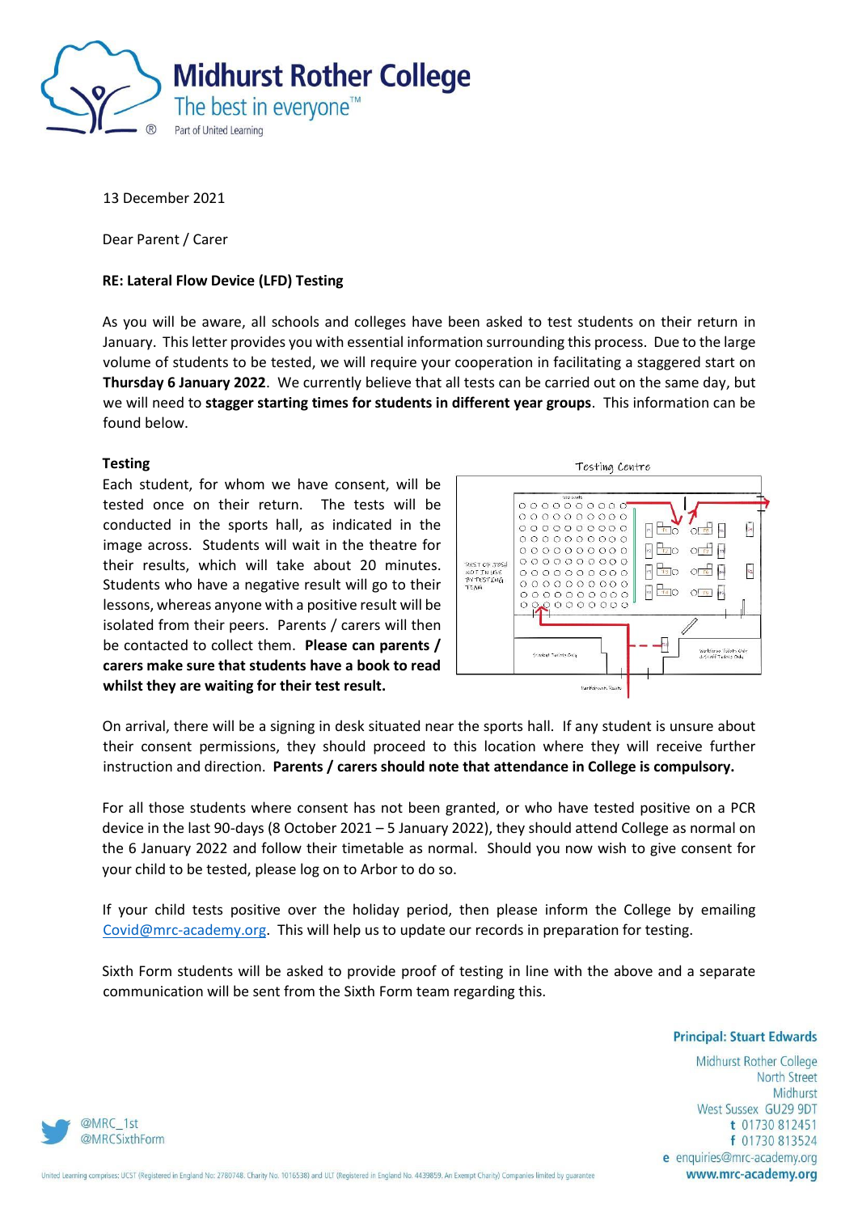13 December 2021

Dear Parent / Carer

**RE: Lateral Flow Device (LFD) Testing**

As you will be aware, all schools and colleges have been asked to test students on their return in January. This letter provides you with essential information surrounding this process. Due to the large volume of students to be tested, we will require your cooperation in facilitating a staggered start on **Thursday 6 January 2022**. We currently believe that all tests can be carried out on the same day, but we will need to **stagger starting times for students in different year groups**. This information can be found below.

**Testing**

Each student, for whom we have consent, will be tested once on their return. The tests will be conducted in the sports hall, as indicated in the image across. Students will wait in the theatre for their results, which will take about 20 minutes. Students who have a negative result will go to their lessons, whereas anyone with a positive result will be isolated from their peers. Parents / carers will then be contacted to collect them. **Please can parents / carers make sure that students have a book to read whilst they are waiting for their test result.**

On arrival, there will be a signing in desk situated near the sports hall. If any student is unsure about their consent permissions, they should proceed to this location where they will receive further instruction and direction. **Parents / carers should note that attendance in College is compulsory.**

For all those students where consent has not been granted, or who have tested positive on a PCR device in the last 90-days (8 October 2021 – 5 January 2022), they should attend College as normal on the 6 January 2022 and follow their timetable as normal. Should you now wish to give consent for your child to be tested, please log on to Arbor to do so.

If your child tests positive over the holiday period, then please inform the College by emailing Covid@mrc-academy.org. This will help us to update our records in preparation for testing.

Sixth Form students will be asked to provide proof of testing in line with the above and a separate communication will be sent from the Sixth Form team regarding this.

**Principal: Stuart Edwards**

Midhurst Rother College
North Street
Midhurst
West Sussex GU29 9DT
t 01730 812451
f 01730 813524
e enquiries@mrc-academy.org
www.mrc-academy.org

@MRC_1st
@MRCSixthForm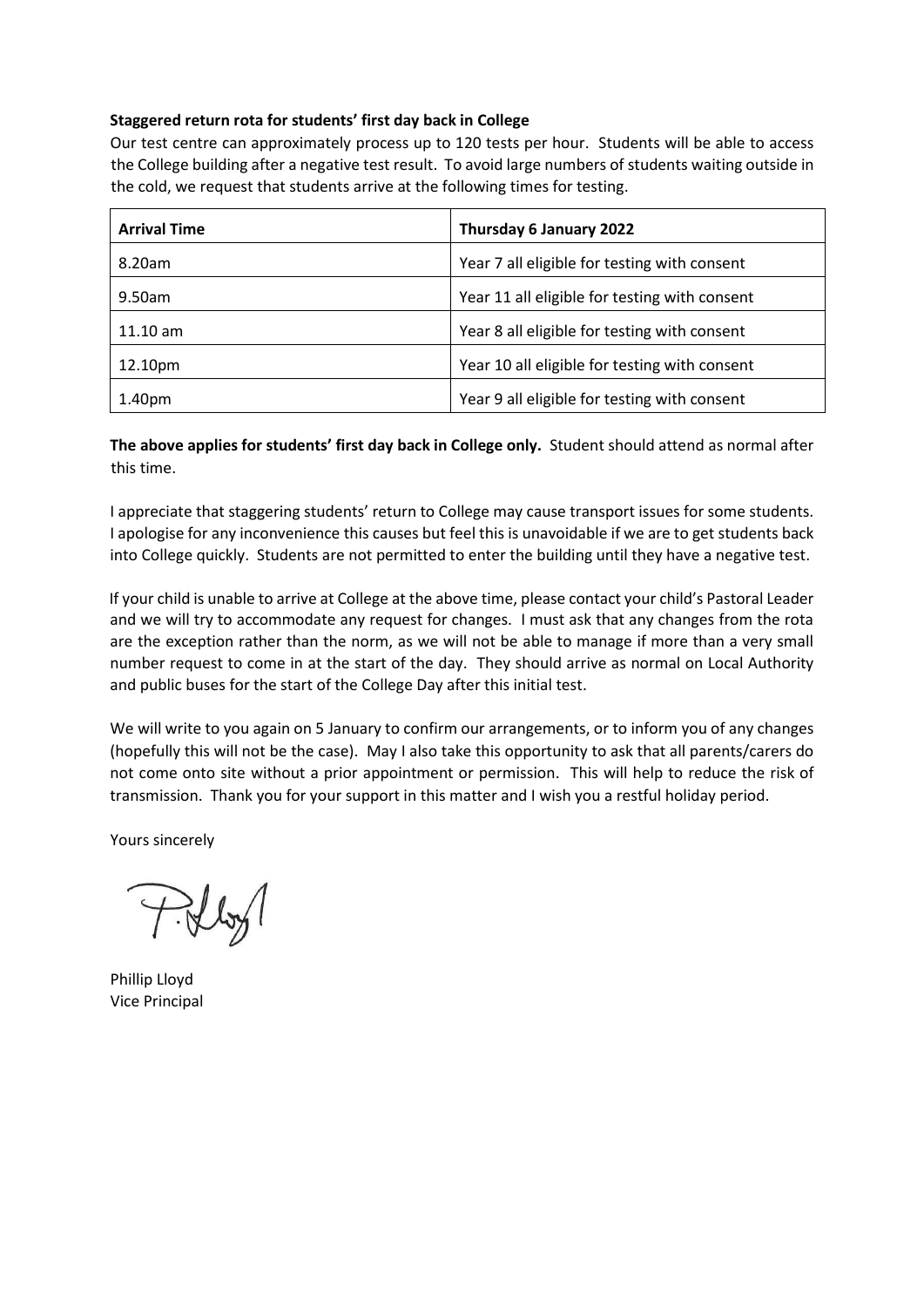**Staggered return rota for students' first day back in College**

Our test centre can approximately process up to 120 tests per hour. Students will be able to access the College building after a negative test result. To avoid large numbers of students waiting outside in the cold, we request that students arrive at the following times for testing.

| **Arrival Time** | **Thursday 6 January 2022** |
|---|---|
| 8.20am | Year 7 all eligible for testing with consent |
| 9.50am | Year 11 all eligible for testing with consent |
| 11.10 am | Year 8 all eligible for testing with consent |
| 12.10pm | Year 10 all eligible for testing with consent |
| 1.40pm | Year 9 all eligible for testing with consent |

**The above applies for students' first day back in College only.** Student should attend as normal after this time.

I appreciate that staggering students' return to College may cause transport issues for some students. I apologise for any inconvenience this causes but feel this is unavoidable if we are to get students back into College quickly. Students are not permitted to enter the building until they have a negative test.

If your child is unable to arrive at College at the above time, please contact your child's Pastoral Leader and we will try to accommodate any request for changes. I must ask that any changes from the rota are the exception rather than the norm, as we will not be able to manage if more than a very small number request to come in at the start of the day. They should arrive as normal on Local Authority and public buses for the start of the College Day after this initial test.

We will write to you again on 5 January to confirm our arrangements, or to inform you of any changes (hopefully this will not be the case). May I also take this opportunity to ask that all parents/carers do not come onto site without a prior appointment or permission. This will help to reduce the risk of transmission. Thank you for your support in this matter and I wish you a restful holiday period.

Yours sincerely

Phillip Lloyd
Vice Principal